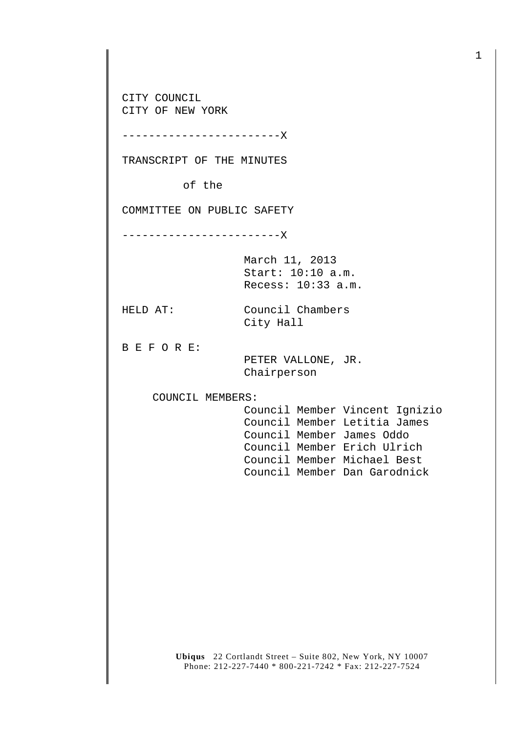CITY COUNCIL
CITY OF NEW YORK

------------------------X

TRANSCRIPT OF THE MINUTES

of the

COMMITTEE ON PUBLIC SAFETY

------------------------X

March 11, 2013
Start: 10:10 a.m.
Recess: 10:33 a.m.

HELD AT: Council Chambers
City Hall

B E F O R E:

PETER VALLONE, JR.
Chairperson

COUNCIL MEMBERS:

Council Member Vincent Ignizio
Council Member Letitia James
Council Member James Oddo
Council Member Erich Ulrich
Council Member Michael Best
Council Member Dan Garodnick

**Ubiqus** 22 Cortlandt Street – Suite 802, New York, NY 10007
Phone: 212-227-7440 * 800-221-7242 * Fax: 212-227-7524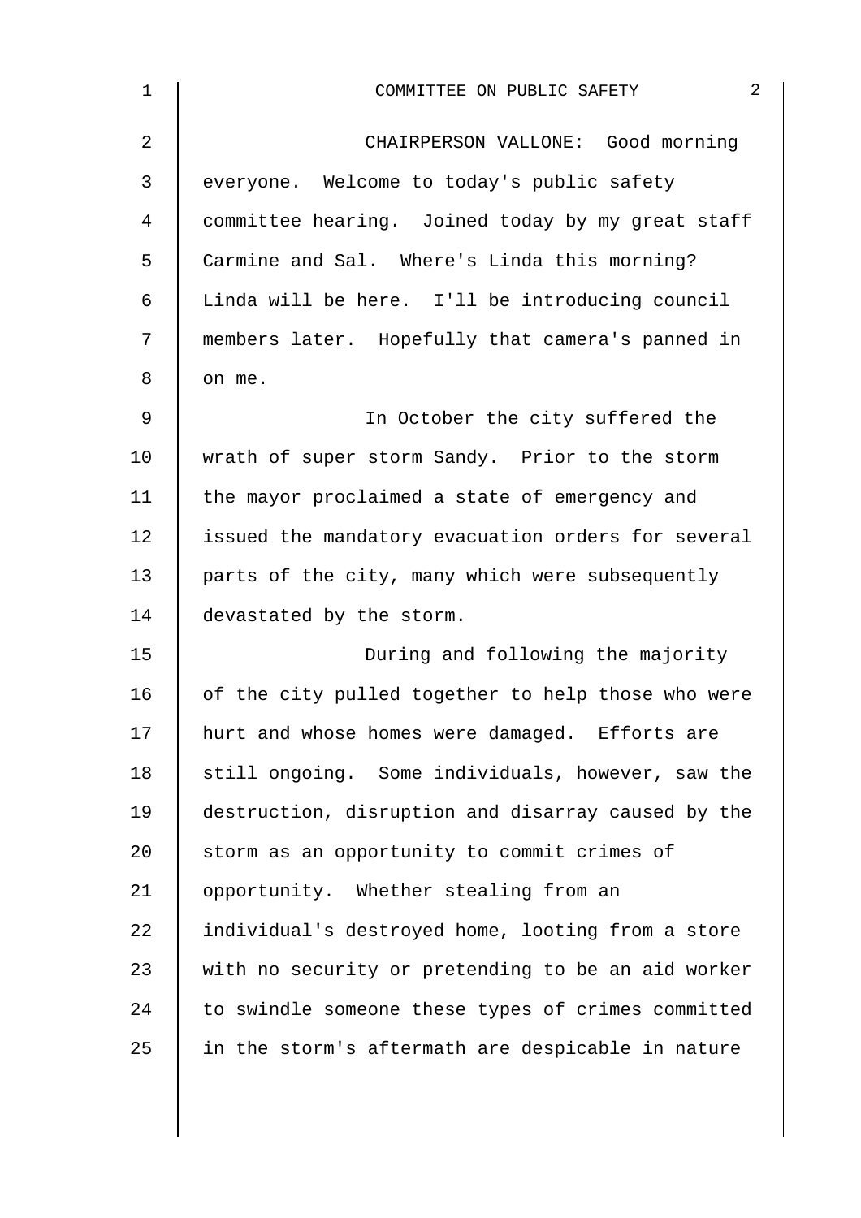CHAIRPERSON VALLONE: Good morning everyone. Welcome to today's public safety committee hearing. Joined today by my great staff Carmine and Sal. Where's Linda this morning? Linda will be here. I'll be introducing council members later. Hopefully that camera's panned in on me.

In October the city suffered the wrath of super storm Sandy. Prior to the storm the mayor proclaimed a state of emergency and issued the mandatory evacuation orders for several parts of the city, many which were subsequently devastated by the storm.

During and following the majority of the city pulled together to help those who were hurt and whose homes were damaged. Efforts are still ongoing. Some individuals, however, saw the destruction, disruption and disarray caused by the storm as an opportunity to commit crimes of opportunity. Whether stealing from an individual's destroyed home, looting from a store with no security or pretending to be an aid worker to swindle someone these types of crimes committed in the storm's aftermath are despicable in nature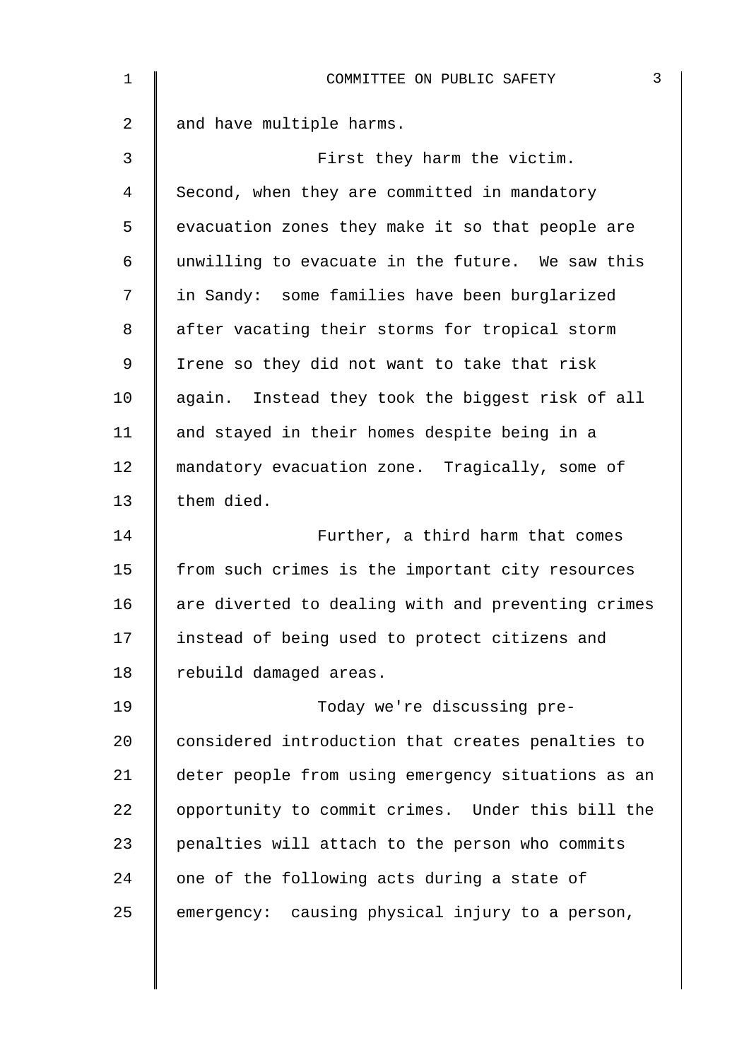and have multiple harms.

First they harm the victim. Second, when they are committed in mandatory evacuation zones they make it so that people are unwilling to evacuate in the future. We saw this in Sandy: some families have been burglarized after vacating their storms for tropical storm Irene so they did not want to take that risk again. Instead they took the biggest risk of all and stayed in their homes despite being in a mandatory evacuation zone. Tragically, some of them died.

Further, a third harm that comes from such crimes is the important city resources are diverted to dealing with and preventing crimes instead of being used to protect citizens and rebuild damaged areas.

Today we're discussing pre-considered introduction that creates penalties to deter people from using emergency situations as an opportunity to commit crimes. Under this bill the penalties will attach to the person who commits one of the following acts during a state of emergency: causing physical injury to a person,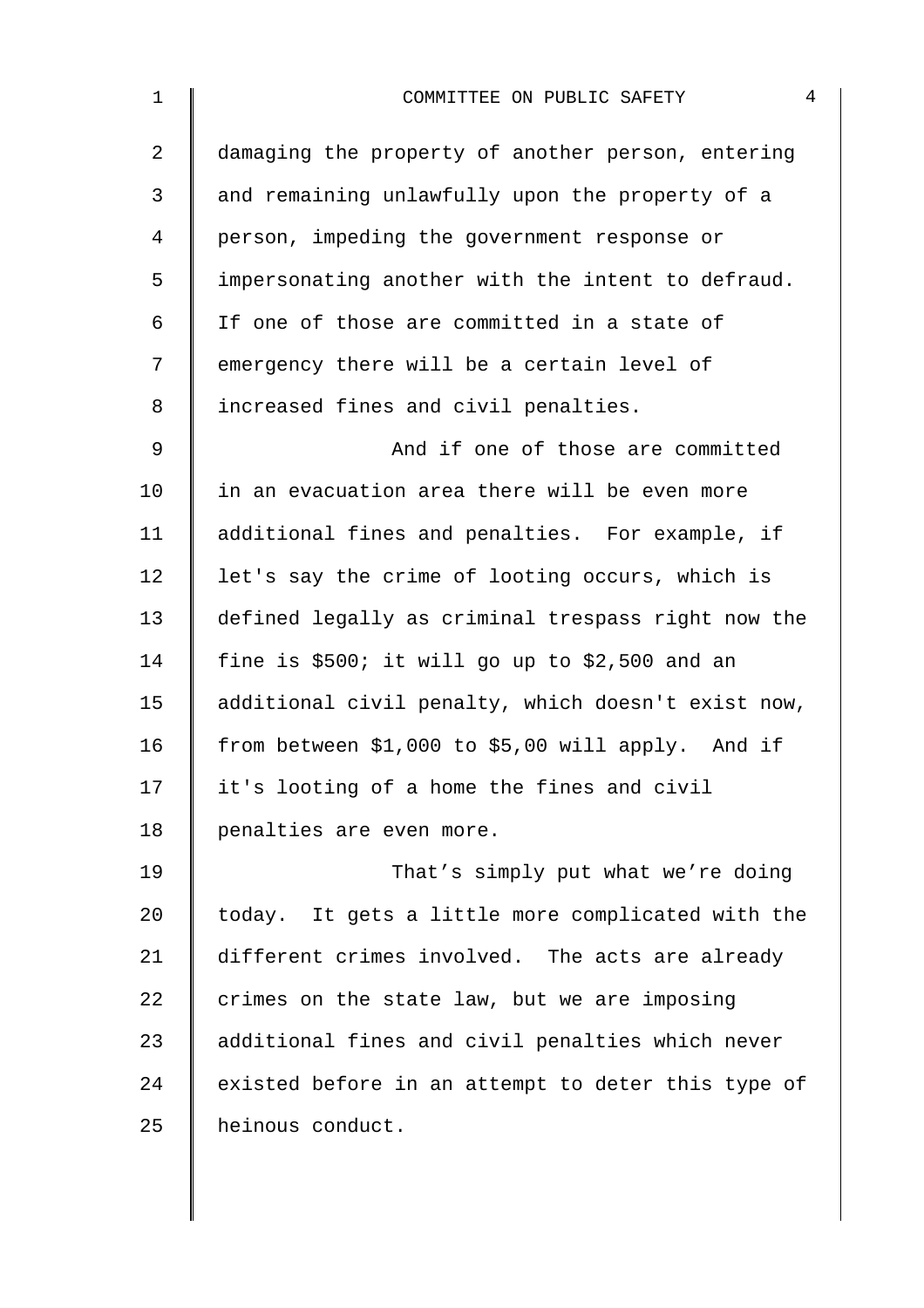damaging the property of another person, entering and remaining unlawfully upon the property of a person, impeding the government response or impersonating another with the intent to defraud. If one of those are committed in a state of emergency there will be a certain level of increased fines and civil penalties.

And if one of those are committed in an evacuation area there will be even more additional fines and penalties. For example, if let's say the crime of looting occurs, which is defined legally as criminal trespass right now the fine is $500; it will go up to $2,500 and an additional civil penalty, which doesn't exist now, from between $1,000 to $5,00 will apply. And if it's looting of a home the fines and civil penalties are even more.

That's simply put what we're doing today. It gets a little more complicated with the different crimes involved. The acts are already crimes on the state law, but we are imposing additional fines and civil penalties which never existed before in an attempt to deter this type of heinous conduct.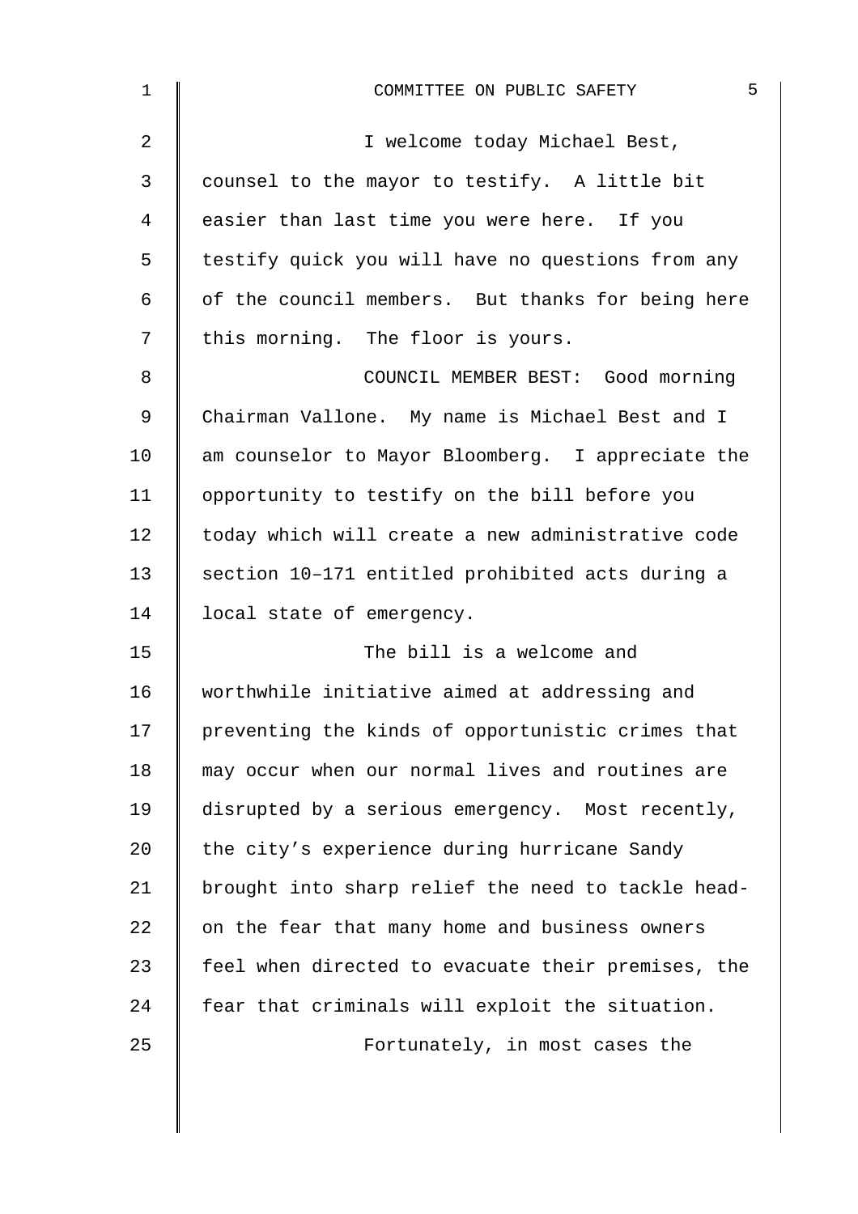I welcome today Michael Best, counsel to the mayor to testify. A little bit easier than last time you were here. If you testify quick you will have no questions from any of the council members. But thanks for being here this morning. The floor is yours.

COUNCIL MEMBER BEST: Good morning Chairman Vallone. My name is Michael Best and I am counselor to Mayor Bloomberg. I appreciate the opportunity to testify on the bill before you today which will create a new administrative code section 10–171 entitled prohibited acts during a local state of emergency.

The bill is a welcome and worthwhile initiative aimed at addressing and preventing the kinds of opportunistic crimes that may occur when our normal lives and routines are disrupted by a serious emergency. Most recently, the city's experience during hurricane Sandy brought into sharp relief the need to tackle head-on the fear that many home and business owners feel when directed to evacuate their premises, the fear that criminals will exploit the situation.

Fortunately, in most cases the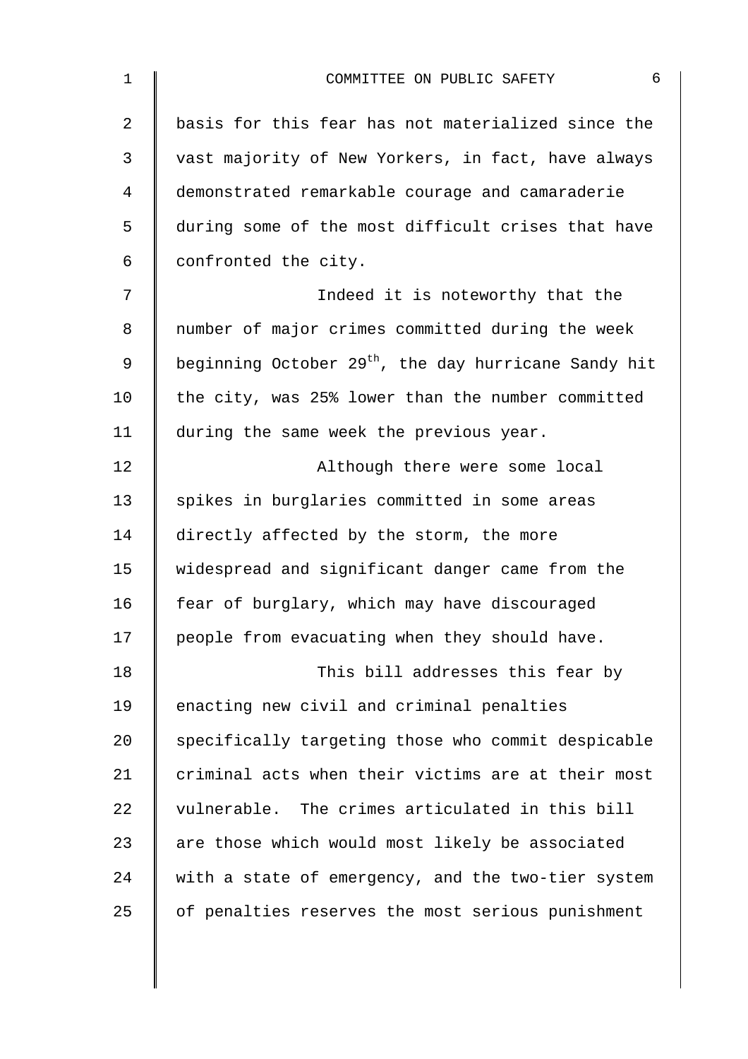basis for this fear has not materialized since the vast majority of New Yorkers, in fact, have always demonstrated remarkable courage and camaraderie during some of the most difficult crises that have confronted the city.

Indeed it is noteworthy that the number of major crimes committed during the week beginning October 29th, the day hurricane Sandy hit the city, was 25% lower than the number committed during the same week the previous year.

Although there were some local spikes in burglaries committed in some areas directly affected by the storm, the more widespread and significant danger came from the fear of burglary, which may have discouraged people from evacuating when they should have.

This bill addresses this fear by enacting new civil and criminal penalties specifically targeting those who commit despicable criminal acts when their victims are at their most vulnerable. The crimes articulated in this bill are those which would most likely be associated with a state of emergency, and the two-tier system of penalties reserves the most serious punishment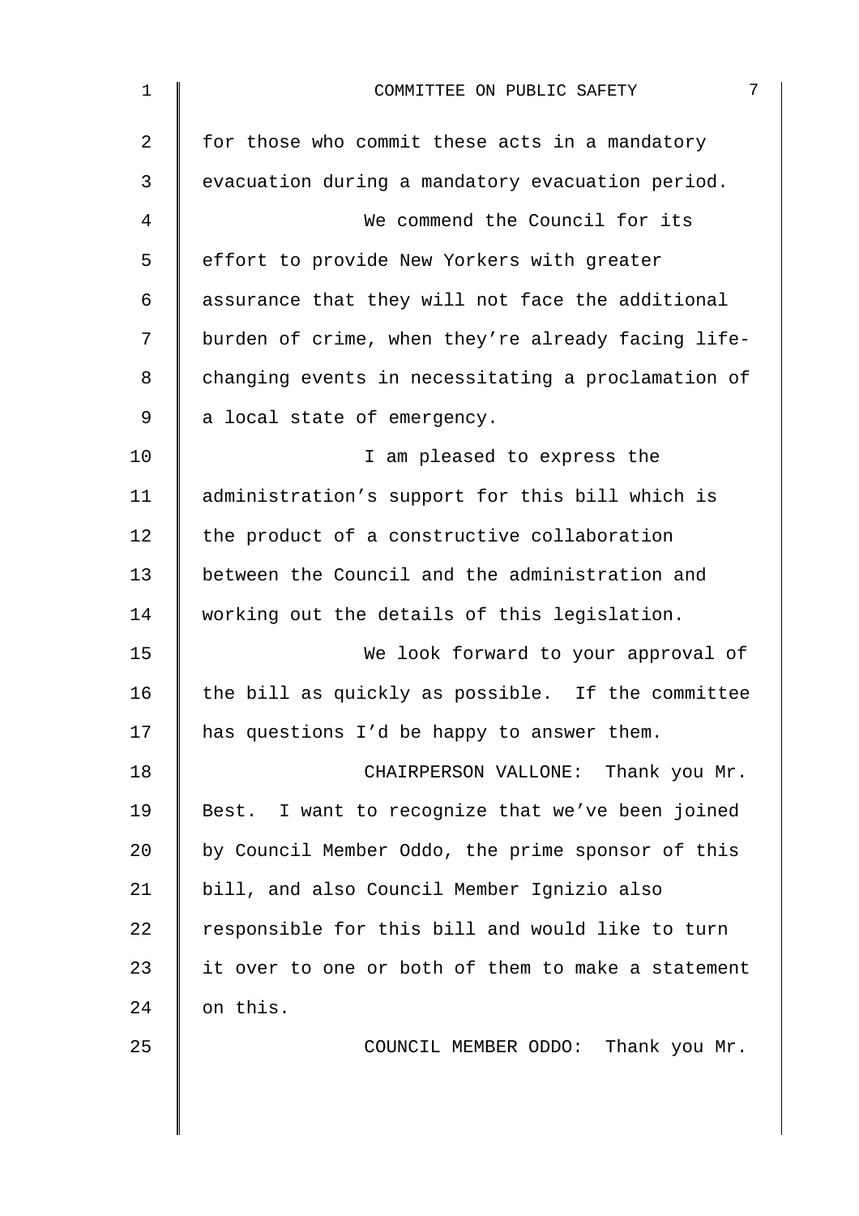for those who commit these acts in a mandatory evacuation during a mandatory evacuation period.

We commend the Council for its effort to provide New Yorkers with greater assurance that they will not face the additional burden of crime, when they're already facing life-changing events in necessitating a proclamation of a local state of emergency.

I am pleased to express the administration's support for this bill which is the product of a constructive collaboration between the Council and the administration and working out the details of this legislation.

We look forward to your approval of the bill as quickly as possible. If the committee has questions I'd be happy to answer them.

CHAIRPERSON VALLONE: Thank you Mr. Best. I want to recognize that we've been joined by Council Member Oddo, the prime sponsor of this bill, and also Council Member Ignizio also responsible for this bill and would like to turn it over to one or both of them to make a statement on this.

COUNCIL MEMBER ODDO: Thank you Mr.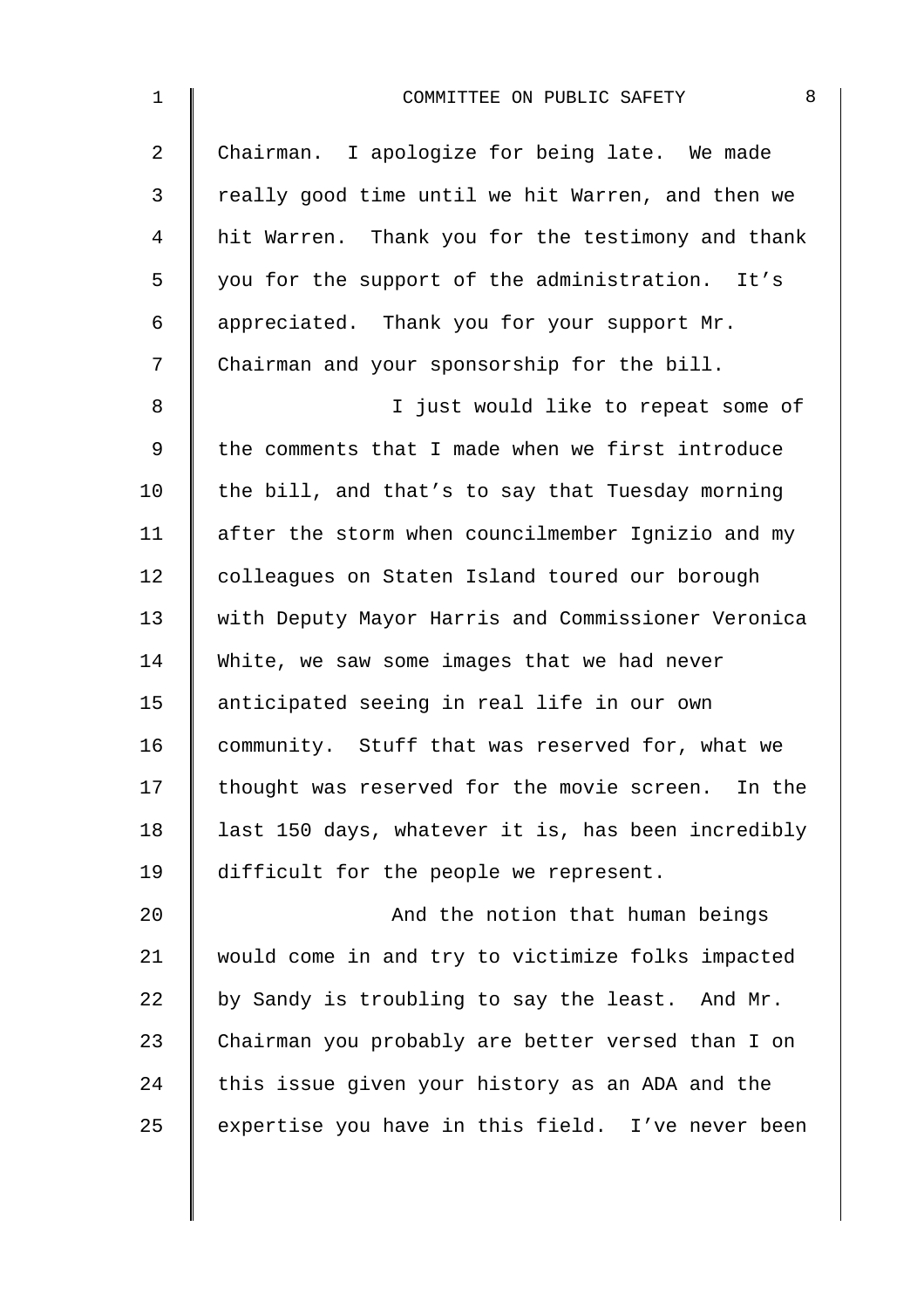Chairman. I apologize for being late. We made really good time until we hit Warren, and then we hit Warren. Thank you for the testimony and thank you for the support of the administration. It's appreciated. Thank you for your support Mr. Chairman and your sponsorship for the bill.

I just would like to repeat some of the comments that I made when we first introduce the bill, and that's to say that Tuesday morning after the storm when councilmember Ignizio and my colleagues on Staten Island toured our borough with Deputy Mayor Harris and Commissioner Veronica White, we saw some images that we had never anticipated seeing in real life in our own community. Stuff that was reserved for, what we thought was reserved for the movie screen. In the last 150 days, whatever it is, has been incredibly difficult for the people we represent.

And the notion that human beings would come in and try to victimize folks impacted by Sandy is troubling to say the least. And Mr. Chairman you probably are better versed than I on this issue given your history as an ADA and the expertise you have in this field. I've never been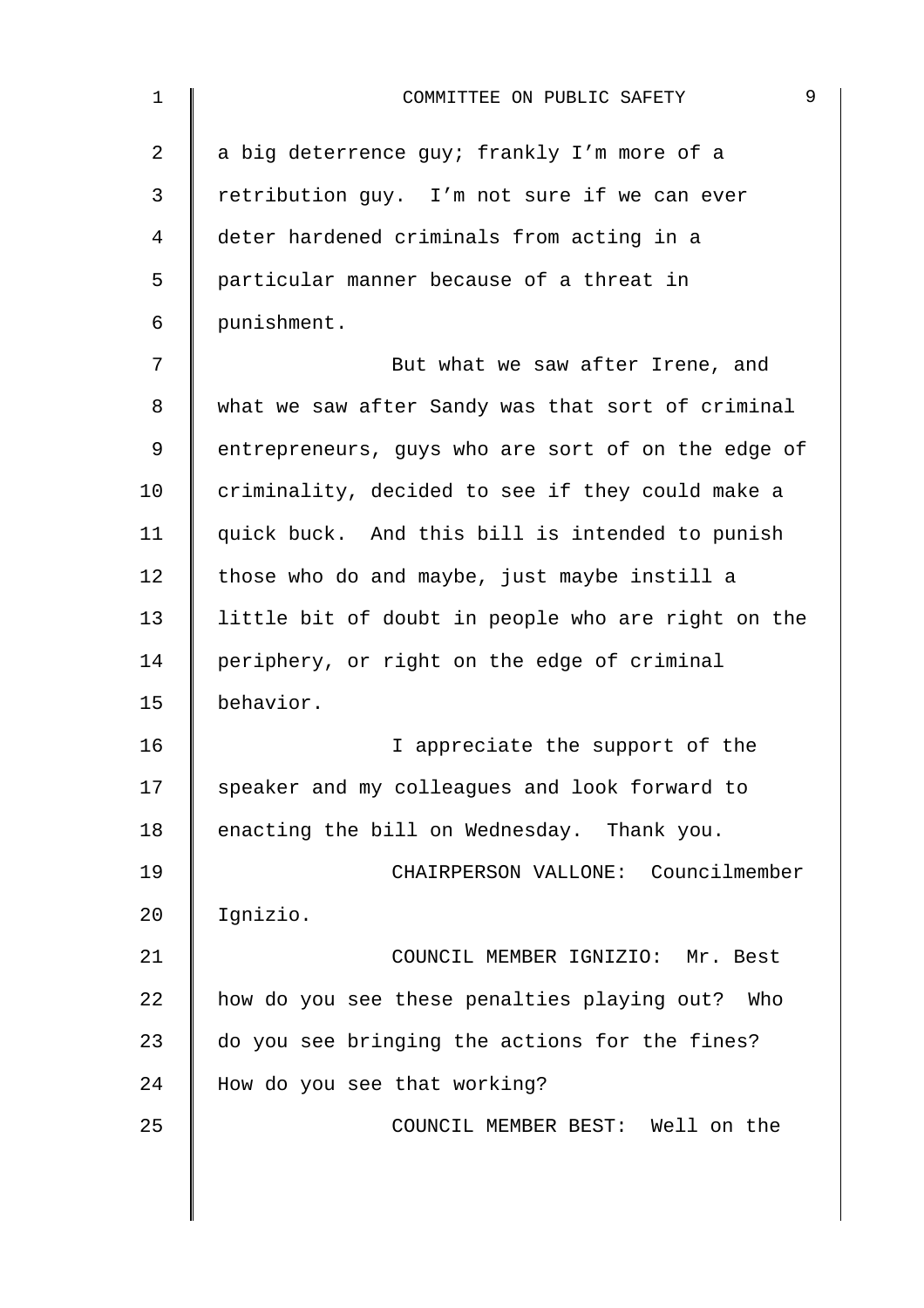a big deterrence guy; frankly I'm more of a retribution guy. I'm not sure if we can ever deter hardened criminals from acting in a particular manner because of a threat in punishment.

But what we saw after Irene, and what we saw after Sandy was that sort of criminal entrepreneurs, guys who are sort of on the edge of criminality, decided to see if they could make a quick buck. And this bill is intended to punish those who do and maybe, just maybe instill a little bit of doubt in people who are right on the periphery, or right on the edge of criminal behavior.

I appreciate the support of the speaker and my colleagues and look forward to enacting the bill on Wednesday. Thank you.

CHAIRPERSON VALLONE: Councilmember Ignizio.

COUNCIL MEMBER IGNIZIO: Mr. Best how do you see these penalties playing out? Who do you see bringing the actions for the fines? How do you see that working?

COUNCIL MEMBER BEST: Well on the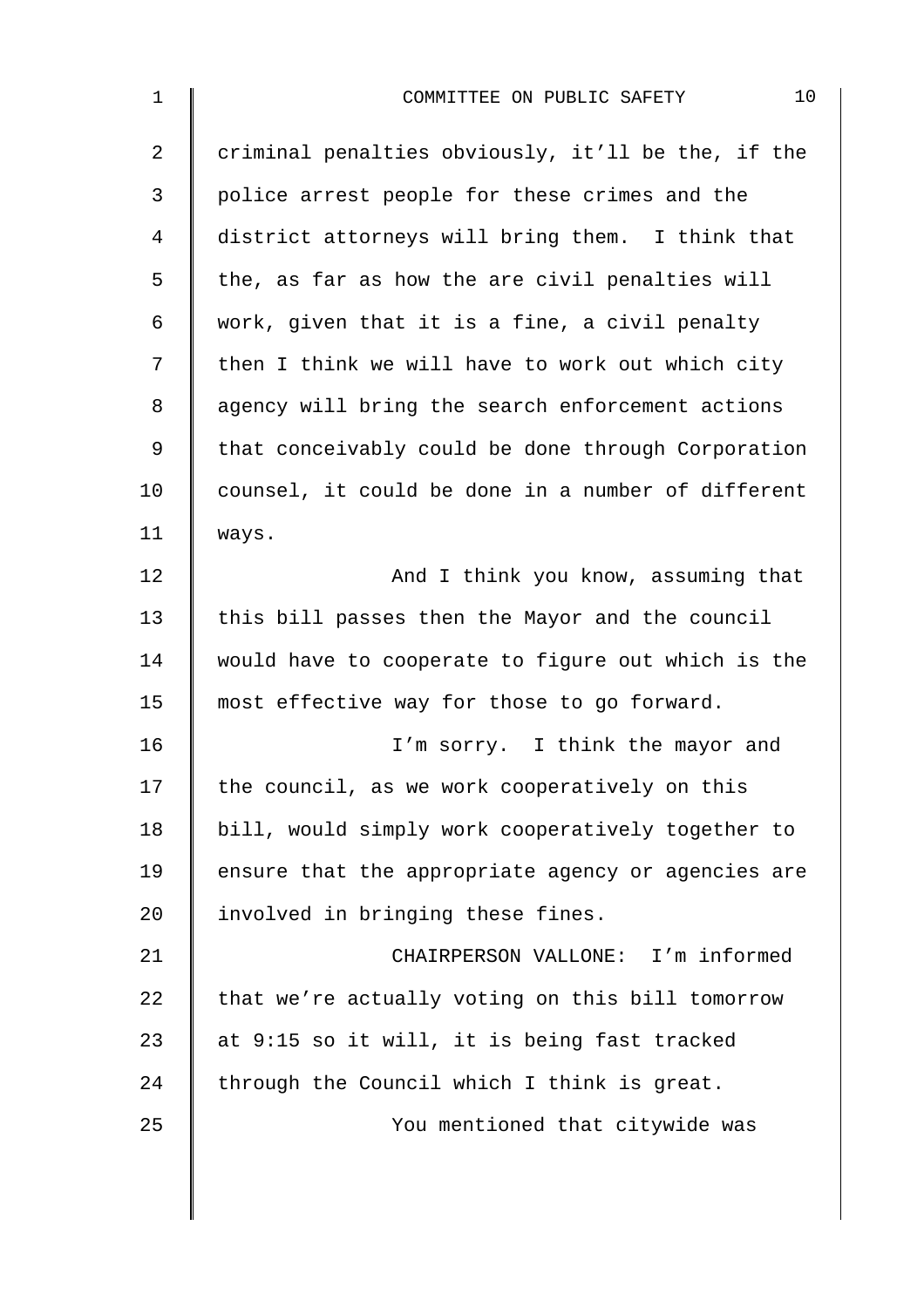criminal penalties obviously, it'll be the, if the police arrest people for these crimes and the district attorneys will bring them. I think that the, as far as how the are civil penalties will work, given that it is a fine, a civil penalty then I think we will have to work out which city agency will bring the search enforcement actions that conceivably could be done through Corporation counsel, it could be done in a number of different ways.

And I think you know, assuming that this bill passes then the Mayor and the council would have to cooperate to figure out which is the most effective way for those to go forward.

I'm sorry. I think the mayor and the council, as we work cooperatively on this bill, would simply work cooperatively together to ensure that the appropriate agency or agencies are involved in bringing these fines.

CHAIRPERSON VALLONE: I'm informed that we're actually voting on this bill tomorrow at 9:15 so it will, it is being fast tracked through the Council which I think is great.

You mentioned that citywide was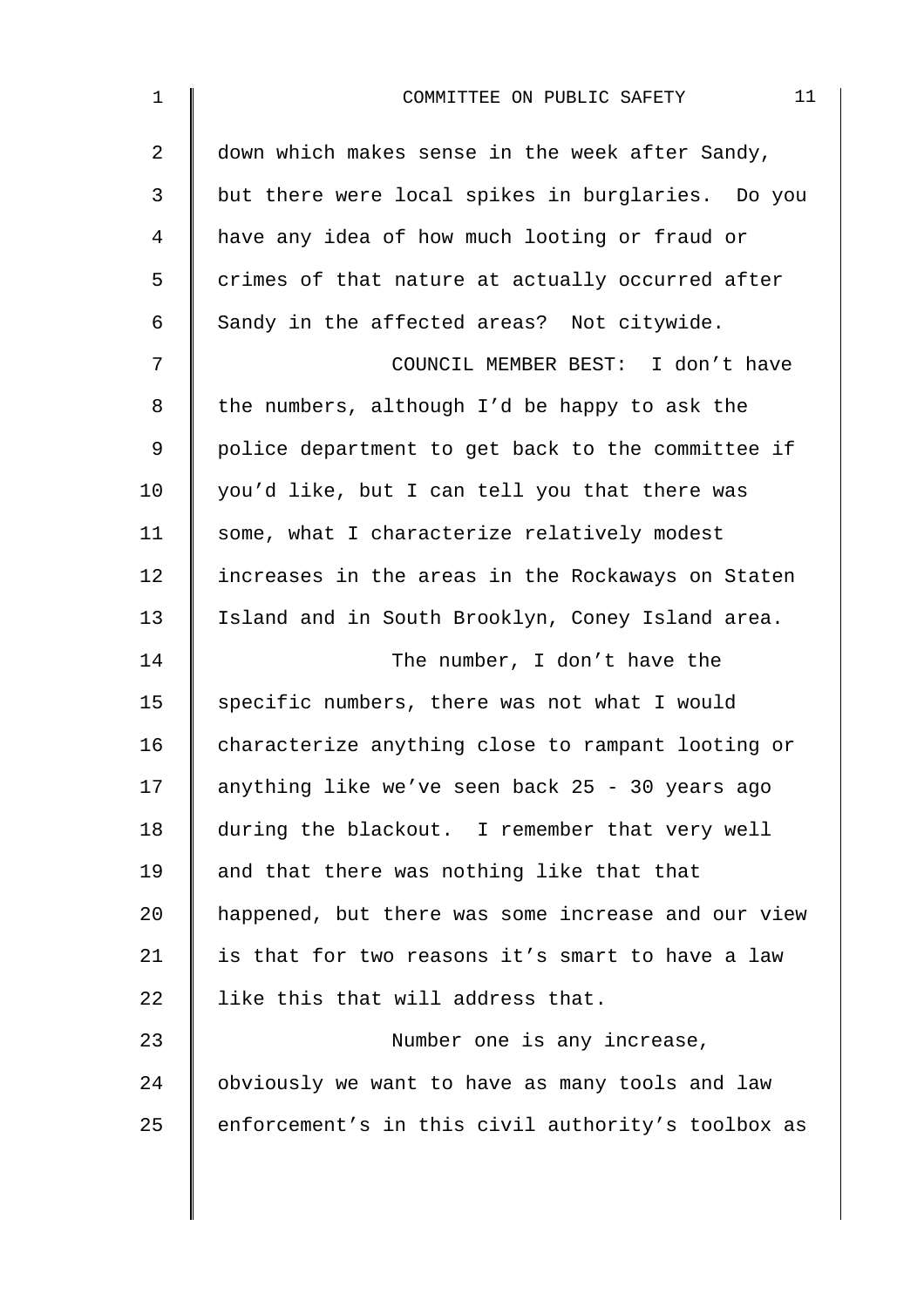down which makes sense in the week after Sandy, but there were local spikes in burglaries. Do you have any idea of how much looting or fraud or crimes of that nature at actually occurred after Sandy in the affected areas? Not citywide.

COUNCIL MEMBER BEST: I don't have the numbers, although I'd be happy to ask the police department to get back to the committee if you'd like, but I can tell you that there was some, what I characterize relatively modest increases in the areas in the Rockaways on Staten Island and in South Brooklyn, Coney Island area.

The number, I don't have the specific numbers, there was not what I would characterize anything close to rampant looting or anything like we've seen back 25 - 30 years ago during the blackout. I remember that very well and that there was nothing like that that happened, but there was some increase and our view is that for two reasons it's smart to have a law like this that will address that.

Number one is any increase, obviously we want to have as many tools and law enforcement's in this civil authority's toolbox as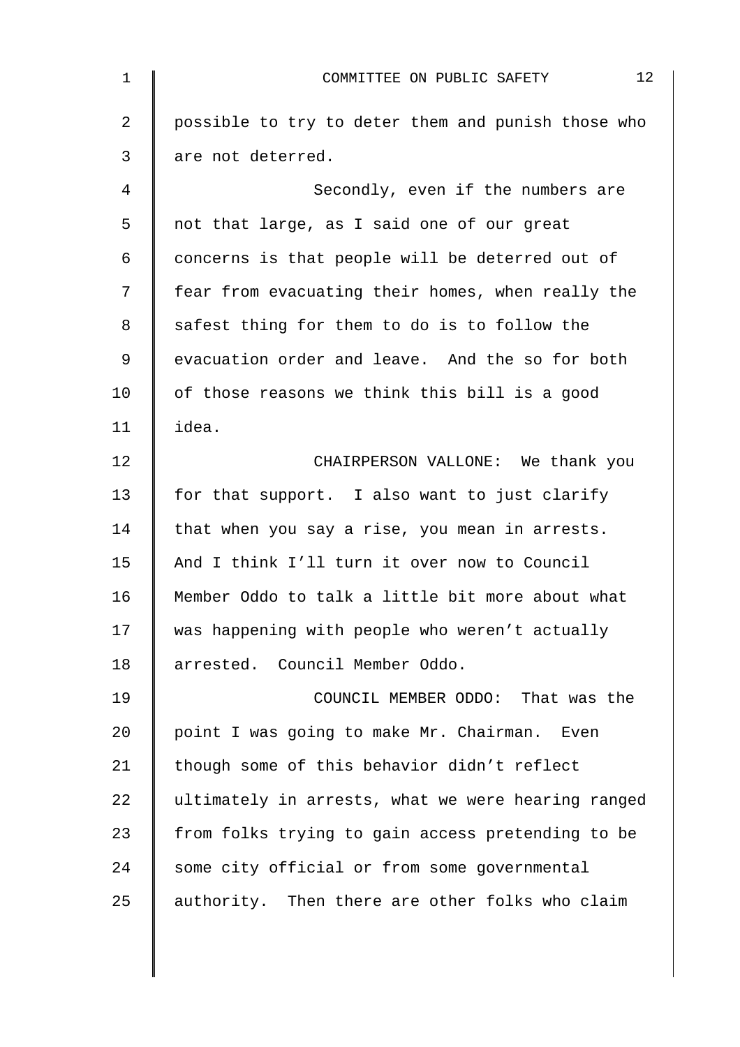possible to try to deter them and punish those who are not deterred.

Secondly, even if the numbers are not that large, as I said one of our great concerns is that people will be deterred out of fear from evacuating their homes, when really the safest thing for them to do is to follow the evacuation order and leave. And the so for both of those reasons we think this bill is a good idea.

CHAIRPERSON VALLONE: We thank you for that support. I also want to just clarify that when you say a rise, you mean in arrests. And I think I'll turn it over now to Council Member Oddo to talk a little bit more about what was happening with people who weren't actually arrested. Council Member Oddo.

COUNCIL MEMBER ODDO: That was the point I was going to make Mr. Chairman. Even though some of this behavior didn't reflect ultimately in arrests, what we were hearing ranged from folks trying to gain access pretending to be some city official or from some governmental authority. Then there are other folks who claim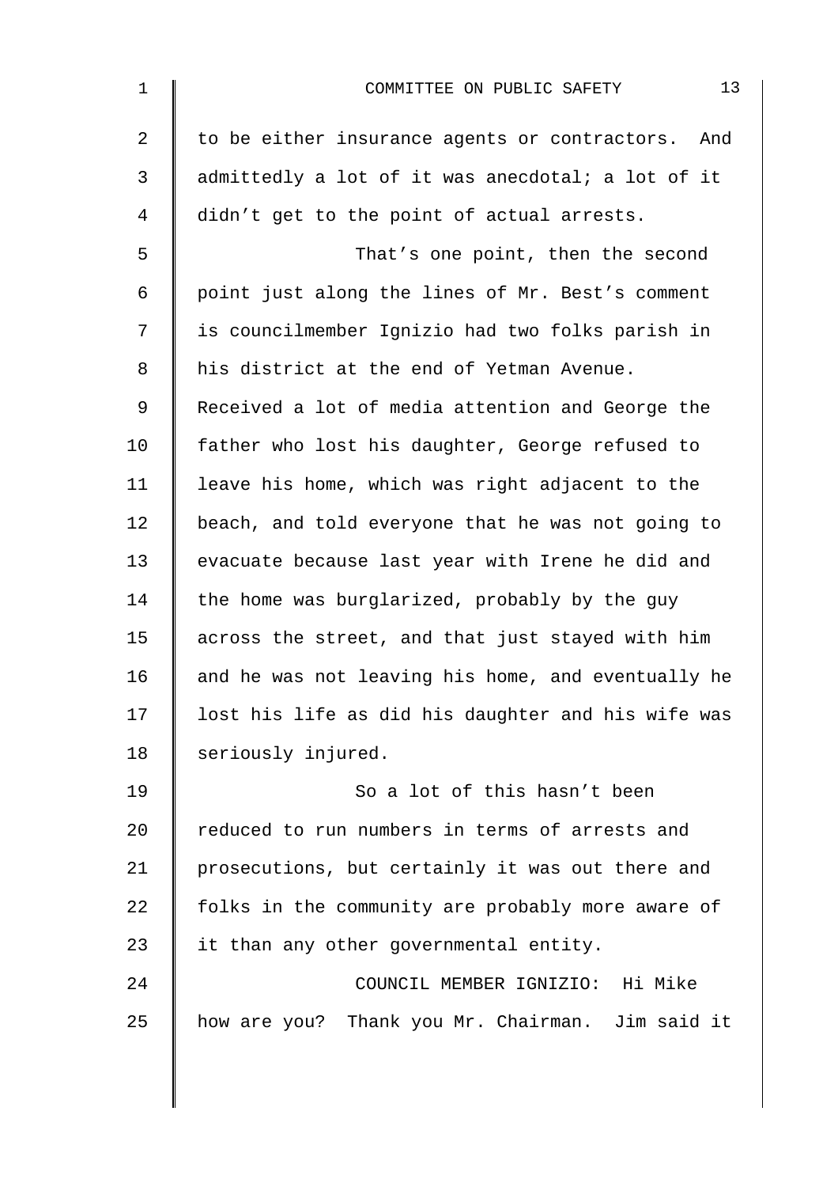to be either insurance agents or contractors. And admittedly a lot of it was anecdotal; a lot of it didn't get to the point of actual arrests.

That's one point, then the second point just along the lines of Mr. Best's comment is councilmember Ignizio had two folks parish in his district at the end of Yetman Avenue. Received a lot of media attention and George the father who lost his daughter, George refused to leave his home, which was right adjacent to the beach, and told everyone that he was not going to evacuate because last year with Irene he did and the home was burglarized, probably by the guy across the street, and that just stayed with him and he was not leaving his home, and eventually he lost his life as did his daughter and his wife was seriously injured.

So a lot of this hasn't been reduced to run numbers in terms of arrests and prosecutions, but certainly it was out there and folks in the community are probably more aware of it than any other governmental entity.

COUNCIL MEMBER IGNIZIO: Hi Mike how are you? Thank you Mr. Chairman. Jim said it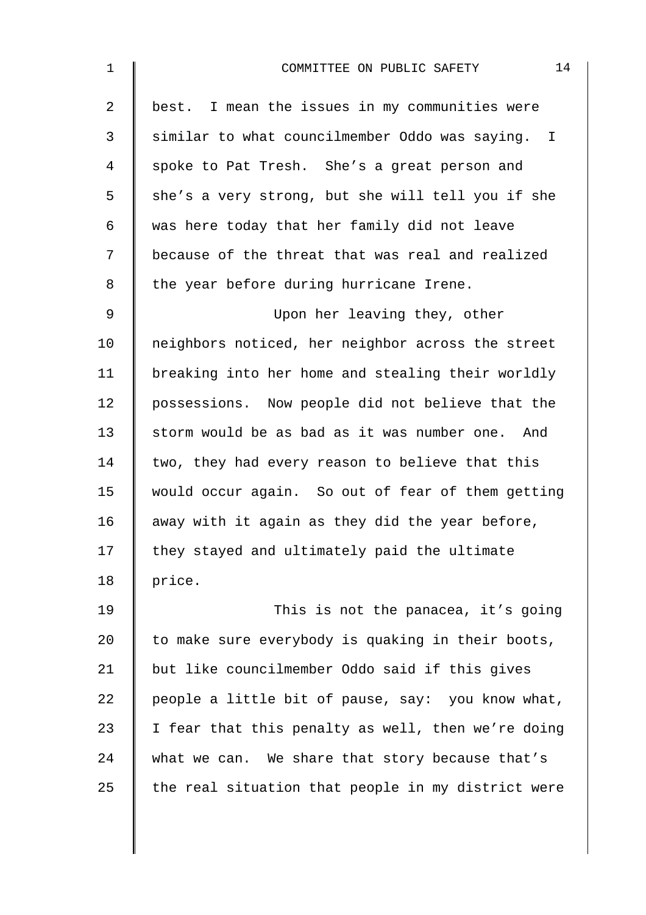best. I mean the issues in my communities were similar to what councilmember Oddo was saying. I spoke to Pat Tresh. She's a great person and she's a very strong, but she will tell you if she was here today that her family did not leave because of the threat that was real and realized the year before during hurricane Irene.

Upon her leaving they, other neighbors noticed, her neighbor across the street breaking into her home and stealing their worldly possessions. Now people did not believe that the storm would be as bad as it was number one. And two, they had every reason to believe that this would occur again. So out of fear of them getting away with it again as they did the year before, they stayed and ultimately paid the ultimate price.

This is not the panacea, it's going to make sure everybody is quaking in their boots, but like councilmember Oddo said if this gives people a little bit of pause, say: you know what, I fear that this penalty as well, then we're doing what we can. We share that story because that's the real situation that people in my district were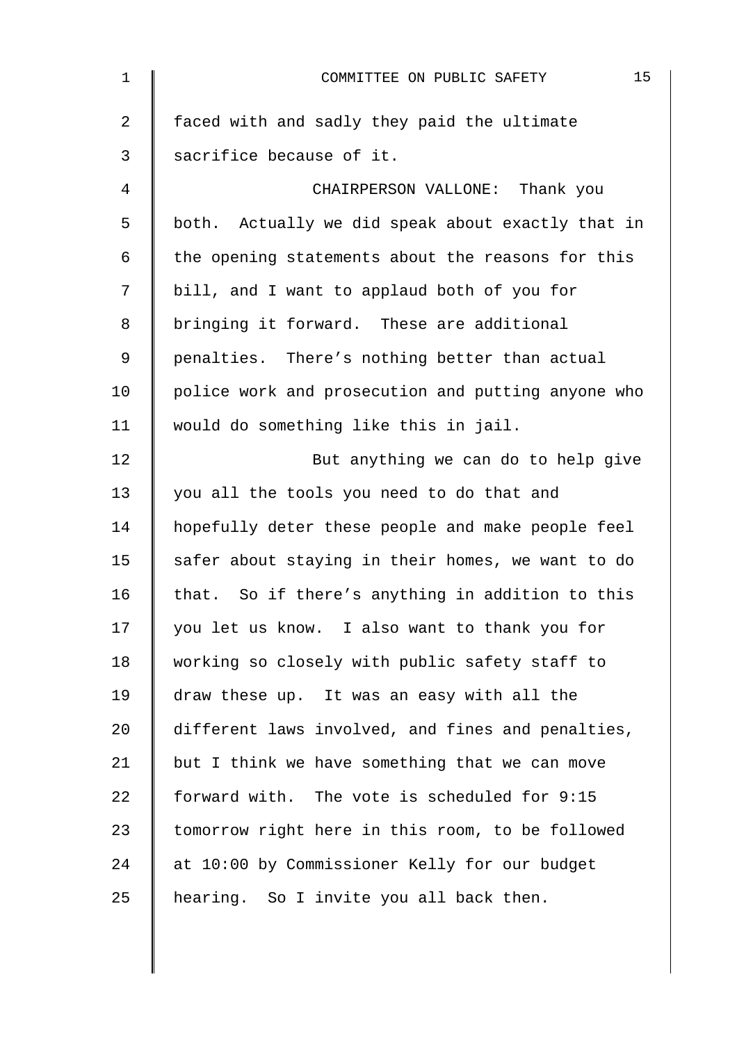faced with and sadly they paid the ultimate sacrifice because of it.

CHAIRPERSON VALLONE: Thank you both. Actually we did speak about exactly that in the opening statements about the reasons for this bill, and I want to applaud both of you for bringing it forward. These are additional penalties. There's nothing better than actual police work and prosecution and putting anyone who would do something like this in jail.

But anything we can do to help give you all the tools you need to do that and hopefully deter these people and make people feel safer about staying in their homes, we want to do that. So if there's anything in addition to this you let us know. I also want to thank you for working so closely with public safety staff to draw these up. It was an easy with all the different laws involved, and fines and penalties, but I think we have something that we can move forward with. The vote is scheduled for 9:15 tomorrow right here in this room, to be followed at 10:00 by Commissioner Kelly for our budget hearing. So I invite you all back then.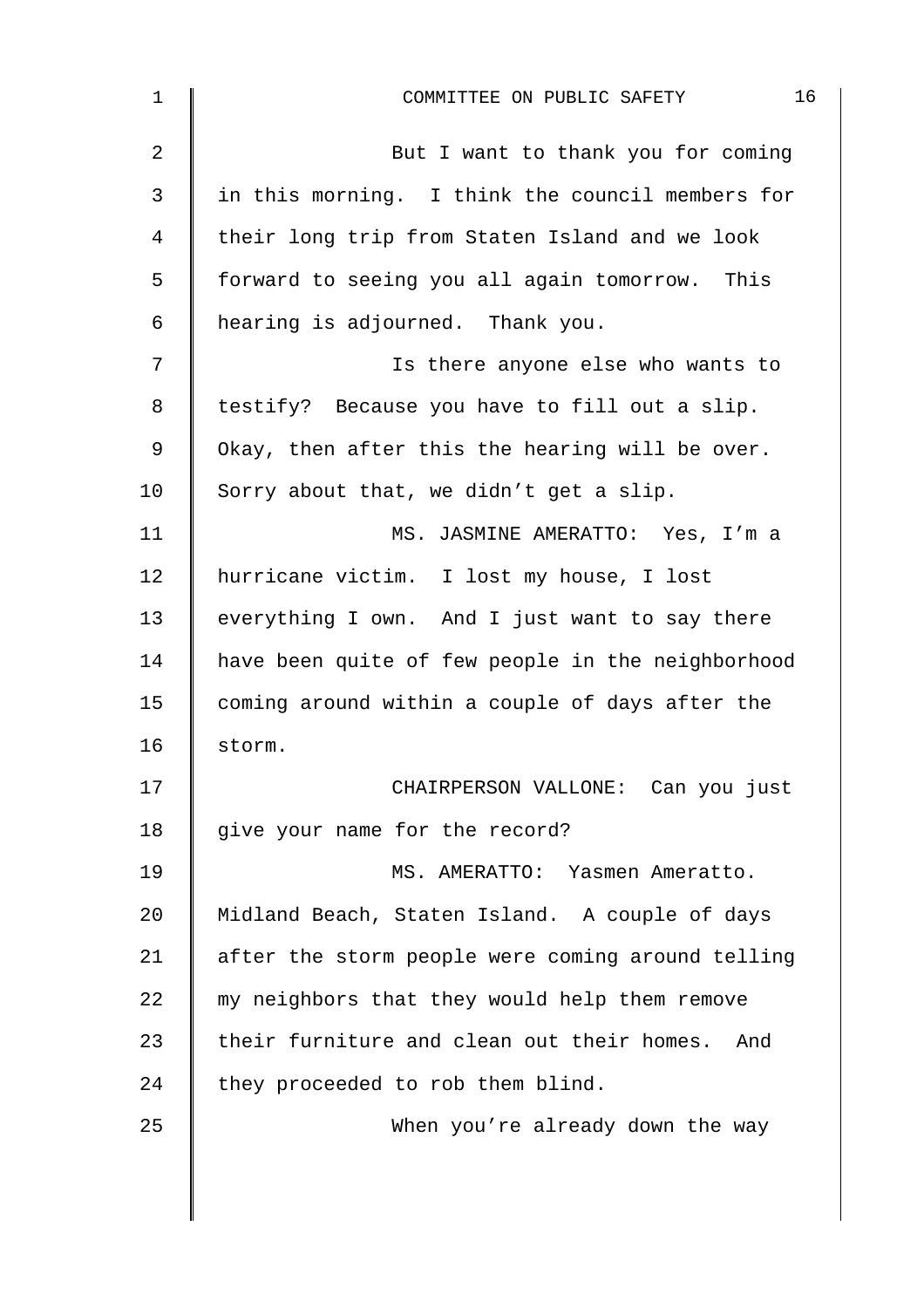But I want to thank you for coming in this morning. I think the council members for their long trip from Staten Island and we look forward to seeing you all again tomorrow. This hearing is adjourned. Thank you.

Is there anyone else who wants to testify? Because you have to fill out a slip. Okay, then after this the hearing will be over. Sorry about that, we didn't get a slip.

MS. JASMINE AMERATTO: Yes, I'm a hurricane victim. I lost my house, I lost everything I own. And I just want to say there have been quite of few people in the neighborhood coming around within a couple of days after the storm.

CHAIRPERSON VALLONE: Can you just give your name for the record?

MS. AMERATTO: Yasmen Ameratto. Midland Beach, Staten Island. A couple of days after the storm people were coming around telling my neighbors that they would help them remove their furniture and clean out their homes. And they proceeded to rob them blind.

When you're already down the way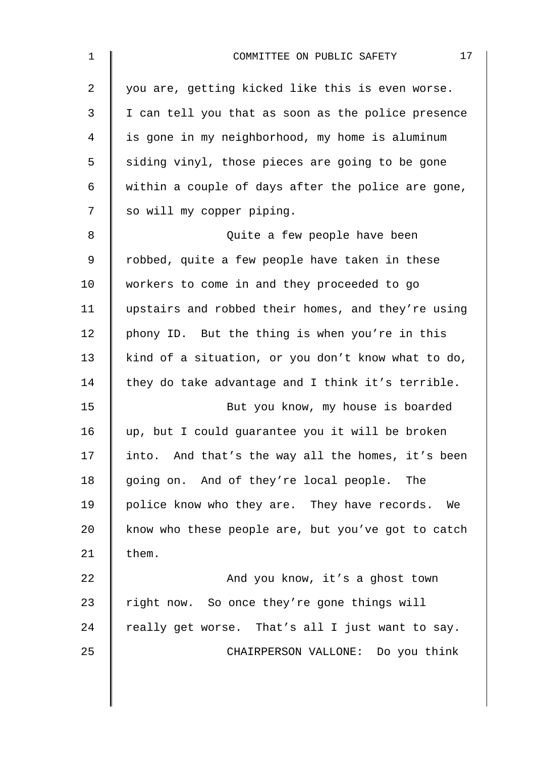you are, getting kicked like this is even worse. I can tell you that as soon as the police presence is gone in my neighborhood, my home is aluminum siding vinyl, those pieces are going to be gone within a couple of days after the police are gone, so will my copper piping.

Quite a few people have been robbed, quite a few people have taken in these workers to come in and they proceeded to go upstairs and robbed their homes, and they're using phony ID. But the thing is when you're in this kind of a situation, or you don't know what to do, they do take advantage and I think it's terrible.

But you know, my house is boarded up, but I could guarantee you it will be broken into. And that's the way all the homes, it's been going on. And of they're local people. The police know who they are. They have records. We know who these people are, but you've got to catch them.

And you know, it's a ghost town right now. So once they're gone things will really get worse. That's all I just want to say.

CHAIRPERSON VALLONE: Do you think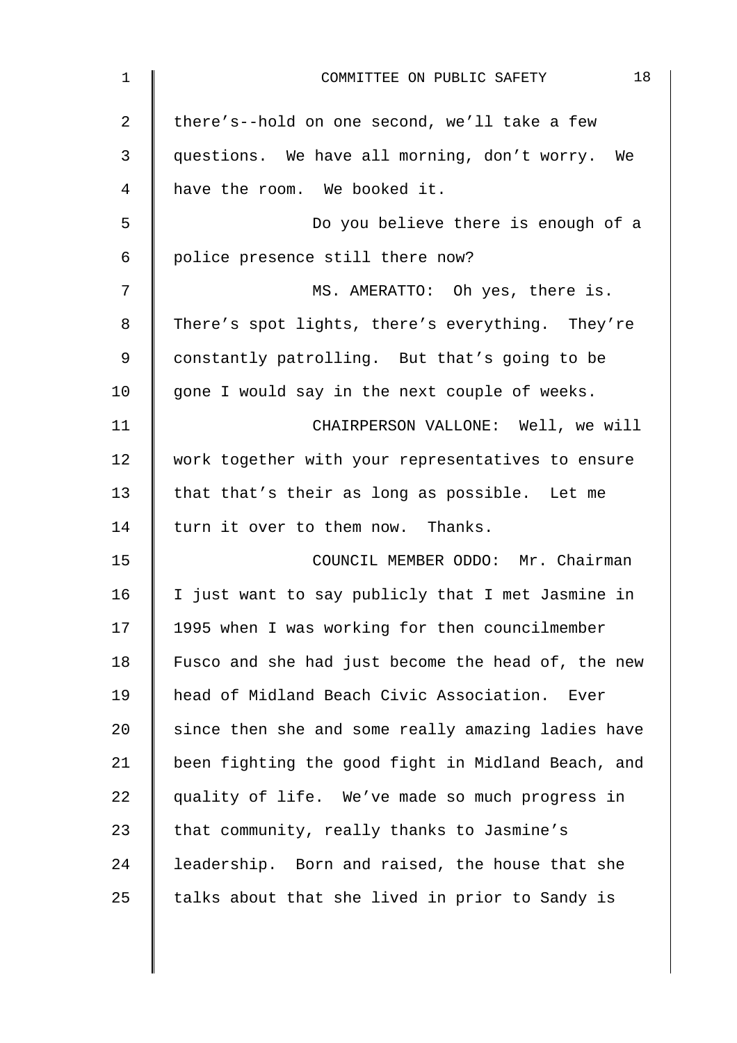there's--hold on one second, we'll take a few questions. We have all morning, don't worry. We have the room. We booked it.

Do you believe there is enough of a police presence still there now?

MS. AMERATTO: Oh yes, there is. There's spot lights, there's everything. They're constantly patrolling. But that's going to be gone I would say in the next couple of weeks.

CHAIRPERSON VALLONE: Well, we will work together with your representatives to ensure that that's their as long as possible. Let me turn it over to them now. Thanks.

COUNCIL MEMBER ODDO: Mr. Chairman I just want to say publicly that I met Jasmine in 1995 when I was working for then councilmember Fusco and she had just become the head of, the new head of Midland Beach Civic Association. Ever since then she and some really amazing ladies have been fighting the good fight in Midland Beach, and quality of life. We've made so much progress in that community, really thanks to Jasmine's leadership. Born and raised, the house that she talks about that she lived in prior to Sandy is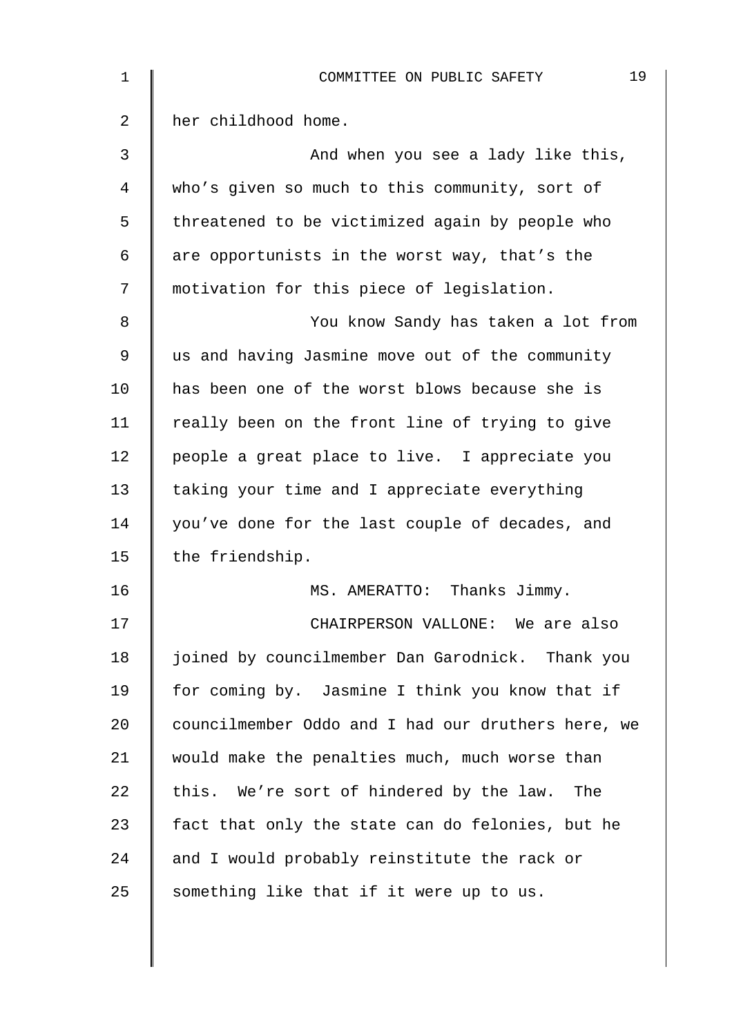her childhood home.

And when you see a lady like this, who's given so much to this community, sort of threatened to be victimized again by people who are opportunists in the worst way, that's the motivation for this piece of legislation.

You know Sandy has taken a lot from us and having Jasmine move out of the community has been one of the worst blows because she is really been on the front line of trying to give people a great place to live. I appreciate you taking your time and I appreciate everything you've done for the last couple of decades, and the friendship.

MS. AMERATTO: Thanks Jimmy.

CHAIRPERSON VALLONE: We are also joined by councilmember Dan Garodnick. Thank you for coming by. Jasmine I think you know that if councilmember Oddo and I had our druthers here, we would make the penalties much, much worse than this. We're sort of hindered by the law. The fact that only the state can do felonies, but he and I would probably reinstitute the rack or something like that if it were up to us.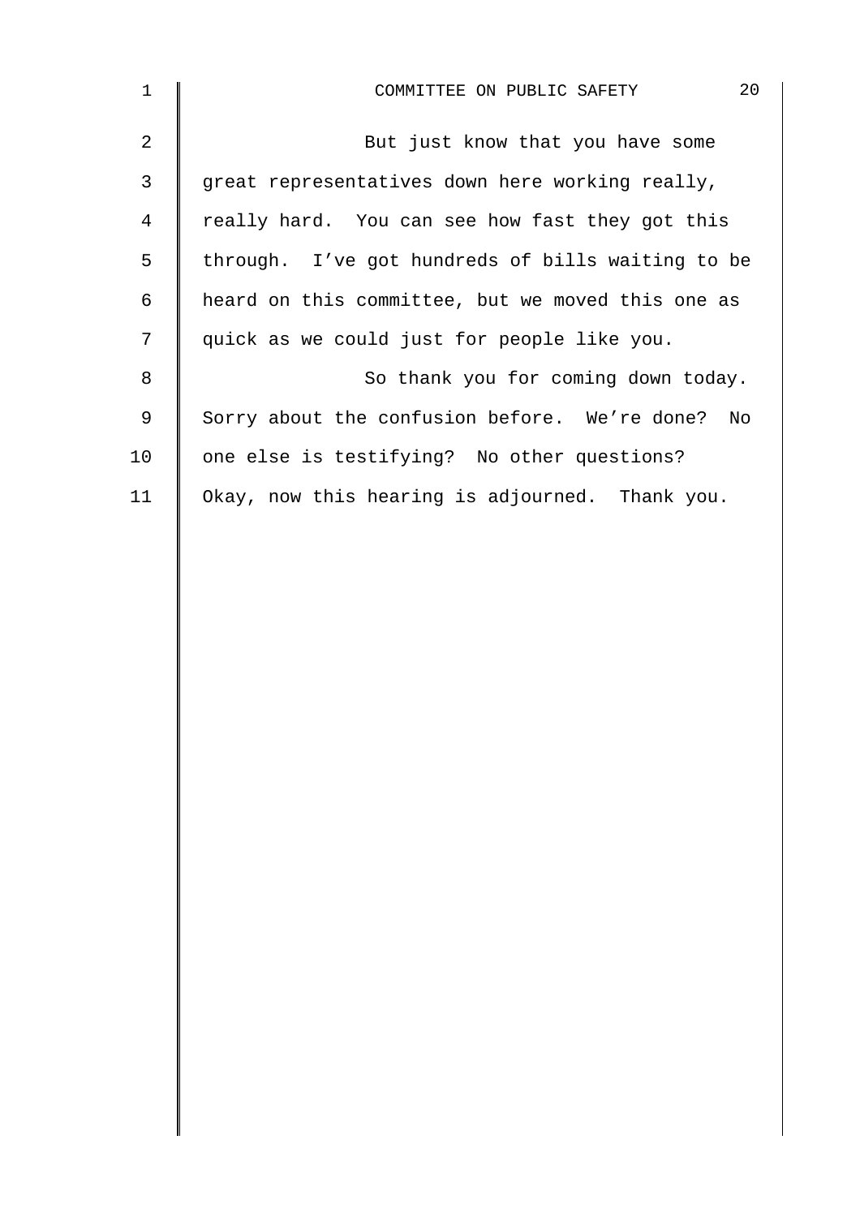But just know that you have some great representatives down here working really, really hard. You can see how fast they got this through. I've got hundreds of bills waiting to be heard on this committee, but we moved this one as quick as we could just for people like you.

So thank you for coming down today. Sorry about the confusion before. We're done? No one else is testifying? No other questions? Okay, now this hearing is adjourned. Thank you.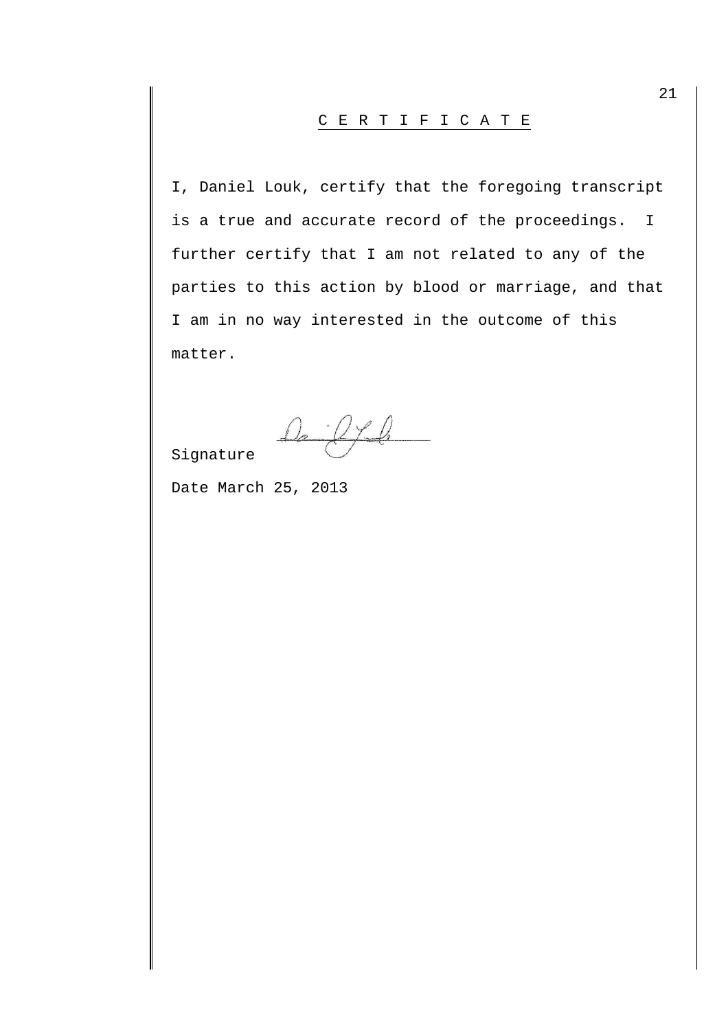# C E R T I F I C A T E

I, Daniel Louk, certify that the foregoing transcript is a true and accurate record of the proceedings. I further certify that I am not related to any of the parties to this action by blood or marriage, and that I am in no way interested in the outcome of this matter.

Signature

Date March 25, 2013